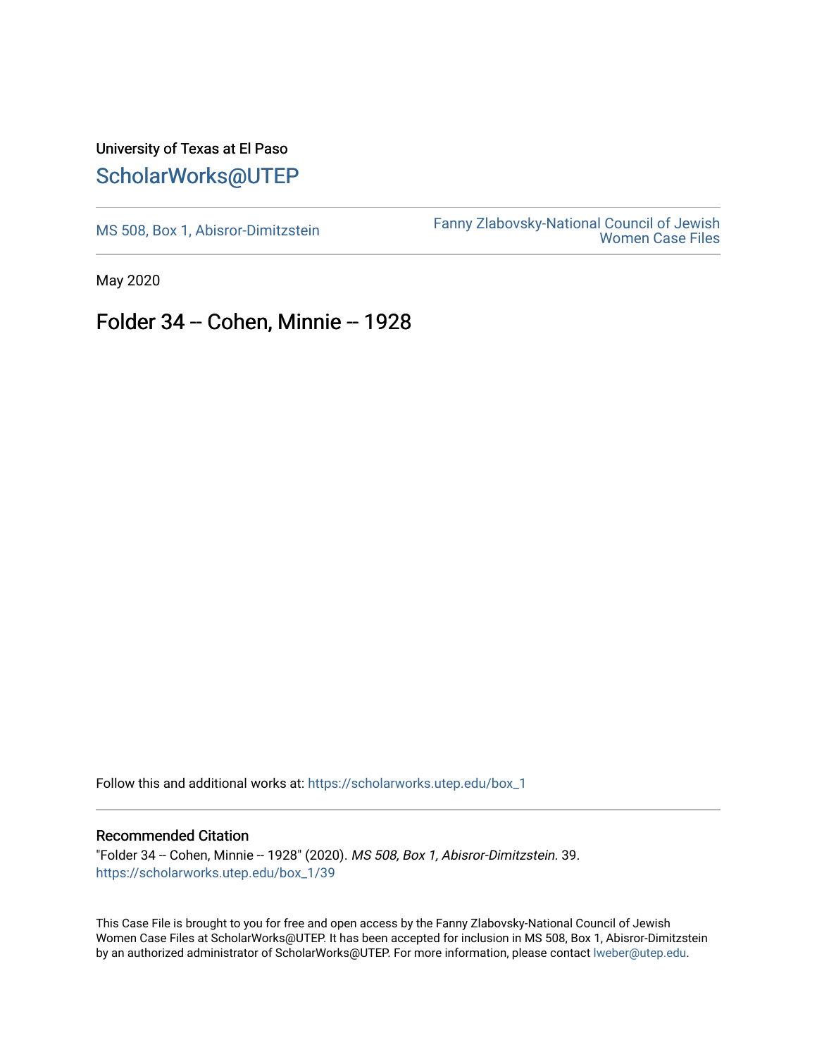University of Texas at El Paso

# ScholarWorks@UTEP

MS 508, Box 1, Abisror-Dimitzstein

Fanny Zlabovsky-National Council of Jewish Women Case Files

May 2020

## Folder 34 -- Cohen, Minnie -- 1928

Follow this and additional works at: https://scholarworks.utep.edu/box_1

### Recommended Citation

"Folder 34 -- Cohen, Minnie -- 1928" (2020). *MS 508, Box 1, Abisror-Dimitzstein*. 39.
https://scholarworks.utep.edu/box_1/39

This Case File is brought to you for free and open access by the Fanny Zlabovsky-National Council of Jewish Women Case Files at ScholarWorks@UTEP. It has been accepted for inclusion in MS 508, Box 1, Abisror-Dimitzstein by an authorized administrator of ScholarWorks@UTEP. For more information, please contact lweber@utep.edu.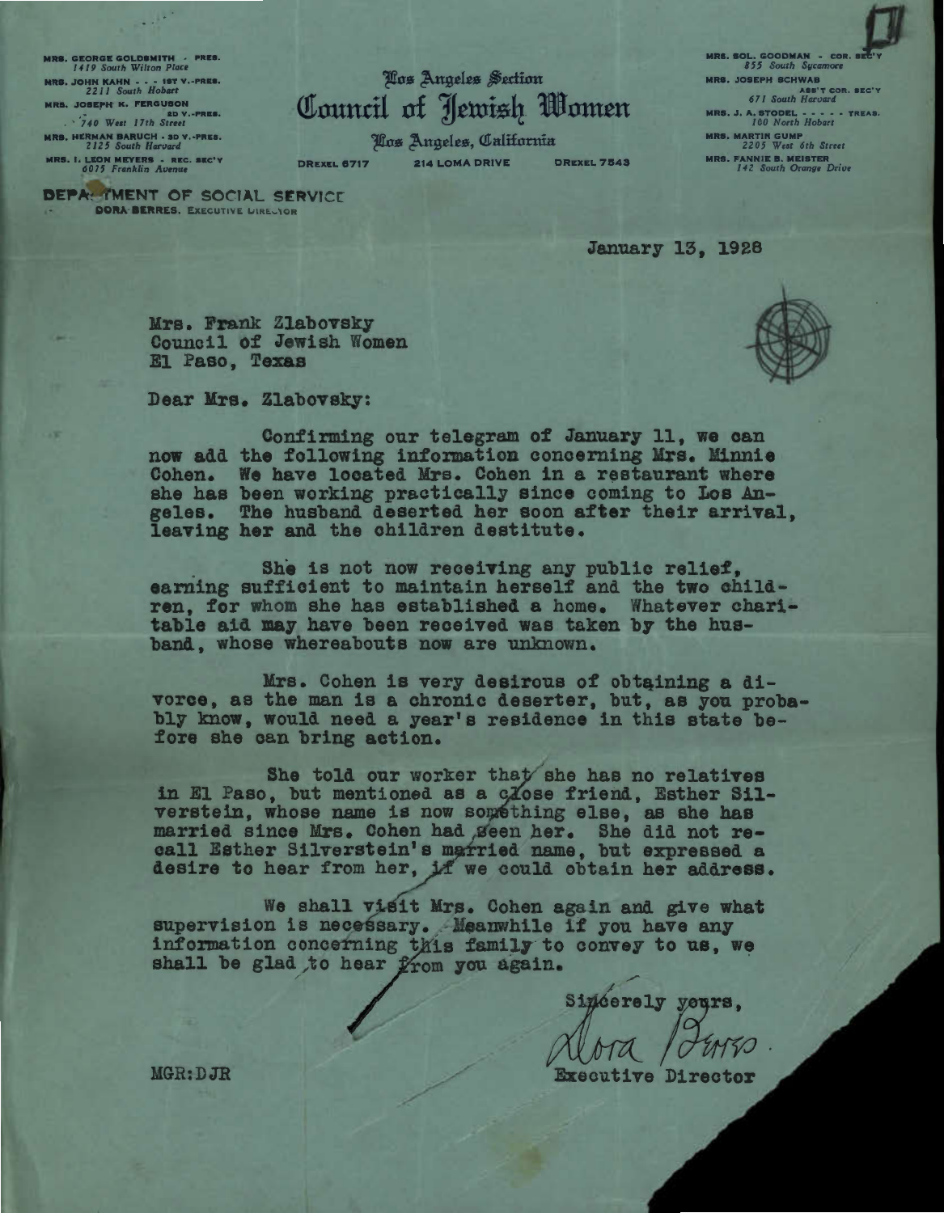MRS. GEORGE GOLDSMITH - PRES.
1419 South Wilton Place
MRS. JOHN KAHN - - - 1ST V.-PRES.
2211 South Hobart
MRS. JOSEPH K. FERGUSON - 2D V.-PRES.
740 West 17th Street
MRS. HERMAN BARUCH - 3D V.-PRES.
2125 South Harvard
MRS. I. LEON MEYERS - REC. SEC'Y
6075 Franklin Avenue

# Los Angeles Section
# Council of Jewish Women

Los Angeles, California

DREXEL 6717 214 LOMA DRIVE DREXEL 7543

MRS. SOL. GOODMAN - COR. SEC'Y
855 South Sycamore
MRS. JOSEPH SCHWAB - ASS'T COR. SEC'Y
671 South Harvard
MRS. J. A. STODEL - - - - - TREAS.
100 North Hobart
MRS. MARTIN GUMP
2205 West 6th Street
MRS. FANNIE B. MEISTER
142 South Orange Drive

DEPARTMENT OF SOCIAL SERVICE
DORA BERRES, EXECUTIVE DIRECTOR

January 13, 1928

Mrs. Frank Zlabovsky
Council of Jewish Women
El Paso, Texas

Dear Mrs. Zlabovsky:

Confirming our telegram of January 11, we can now add the following information concerning Mrs. Minnie Cohen. We have located Mrs. Cohen in a restaurant where she has been working practically since coming to Los Angeles. The husband deserted her soon after their arrival, leaving her and the children destitute.

She is not now receiving any public relief, earning sufficient to maintain herself and the two children, for whom she has established a home. Whatever charitable aid may have been received was taken by the husband, whose whereabouts now are unknown.

Mrs. Cohen is very desirous of obtaining a divorce, as the man is a chronic deserter, but, as you probably know, would need a year's residence in this state before she can bring action.

She told our worker that she has no relatives in El Paso, but mentioned as a close friend, Esther Silverstein, whose name is now something else, as she has married since Mrs. Cohen had seen her. She did not recall Esther Silverstein's married name, but expressed a desire to hear from her, if we could obtain her address.

We shall visit Mrs. Cohen again and give what supervision is necessary. Meanwhile if you have any information concerning this family to convey to us, we shall be glad to hear from you again.

Sincerely yours,

Dora Berres

Executive Director

MGR:DJR